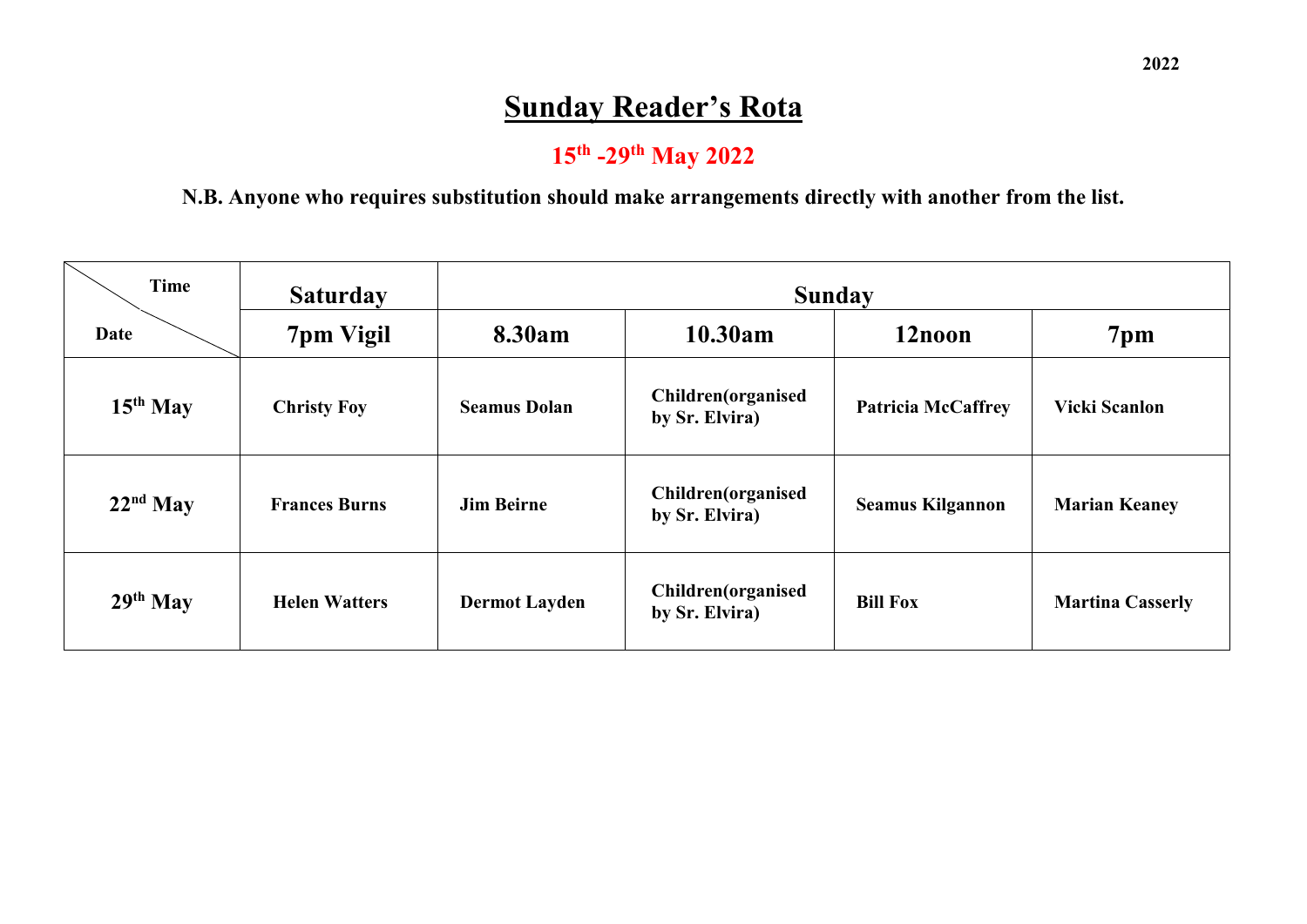2022

# Sunday Reader's Rota

## 15th -29th May 2022

**N.B. Anyone who requires substitution should make arrangements directly with another from the list.**

| Time / Date | Saturday | Sunday | | | |
|---|---|---|---|---|---|
| | 7pm Vigil | 8.30am | 10.30am | 12noon | 7pm |
| 15th May | Christy Foy | Seamus Dolan | Children(organised by Sr. Elvira) | Patricia McCaffrey | Vicki Scanlon |
| 22nd May | Frances Burns | Jim Beirne | Children(organised by Sr. Elvira) | Seamus Kilgannon | Marian Keaney |
| 29th May | Helen Watters | Dermot Layden | Children(organised by Sr. Elvira) | Bill Fox | Martina Casserly |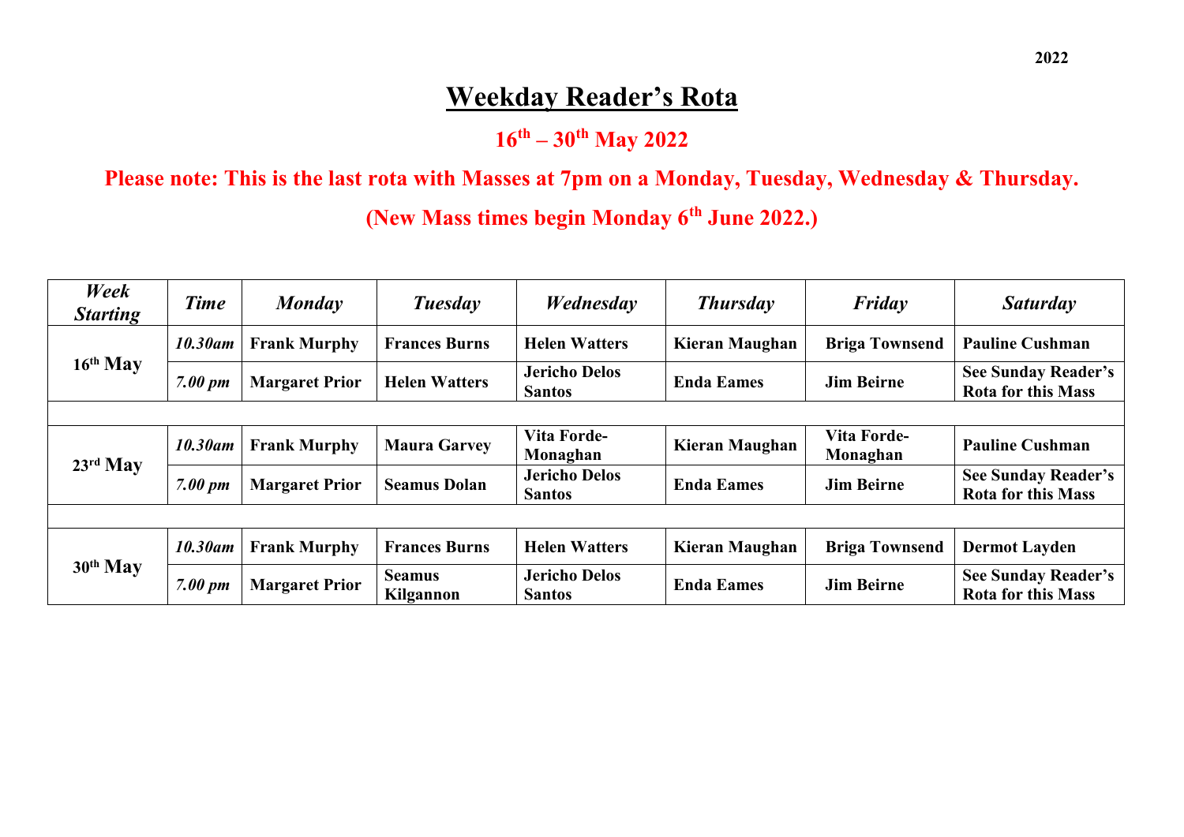2022

# Weekday Reader's Rota

## 16th – 30th May 2022

**Please note: This is the last rota with Masses at 7pm on a Monday, Tuesday, Wednesday & Thursday.**

**(New Mass times begin Monday 6th June 2022.)**

| *Week Starting* | *Time* | *Monday* | *Tuesday* | *Wednesday* | *Thursday* | *Friday* | *Saturday* |
|---|---|---|---|---|---|---|---|
| 16th May | *10.30am* | **Frank Murphy** | **Frances Burns** | **Helen Watters** | **Kieran Maughan** | **Briga Townsend** | **Pauline Cushman** |
| | *7.00 pm* | **Margaret Prior** | **Helen Watters** | **Jericho Delos Santos** | **Enda Eames** | **Jim Beirne** | **See Sunday Reader's Rota for this Mass** |
| | | | | | | | |
| 23rd May | *10.30am* | **Frank Murphy** | **Maura Garvey** | **Vita Forde-Monaghan** | **Kieran Maughan** | **Vita Forde-Monaghan** | **Pauline Cushman** |
| | *7.00 pm* | **Margaret Prior** | **Seamus Dolan** | **Jericho Delos Santos** | **Enda Eames** | **Jim Beirne** | **See Sunday Reader's Rota for this Mass** |
| | | | | | | | |
| 30th May | *10.30am* | **Frank Murphy** | **Frances Burns** | **Helen Watters** | **Kieran Maughan** | **Briga Townsend** | **Dermot Layden** |
| | *7.00 pm* | **Margaret Prior** | **Seamus Kilgannon** | **Jericho Delos Santos** | **Enda Eames** | **Jim Beirne** | **See Sunday Reader's Rota for this Mass** |